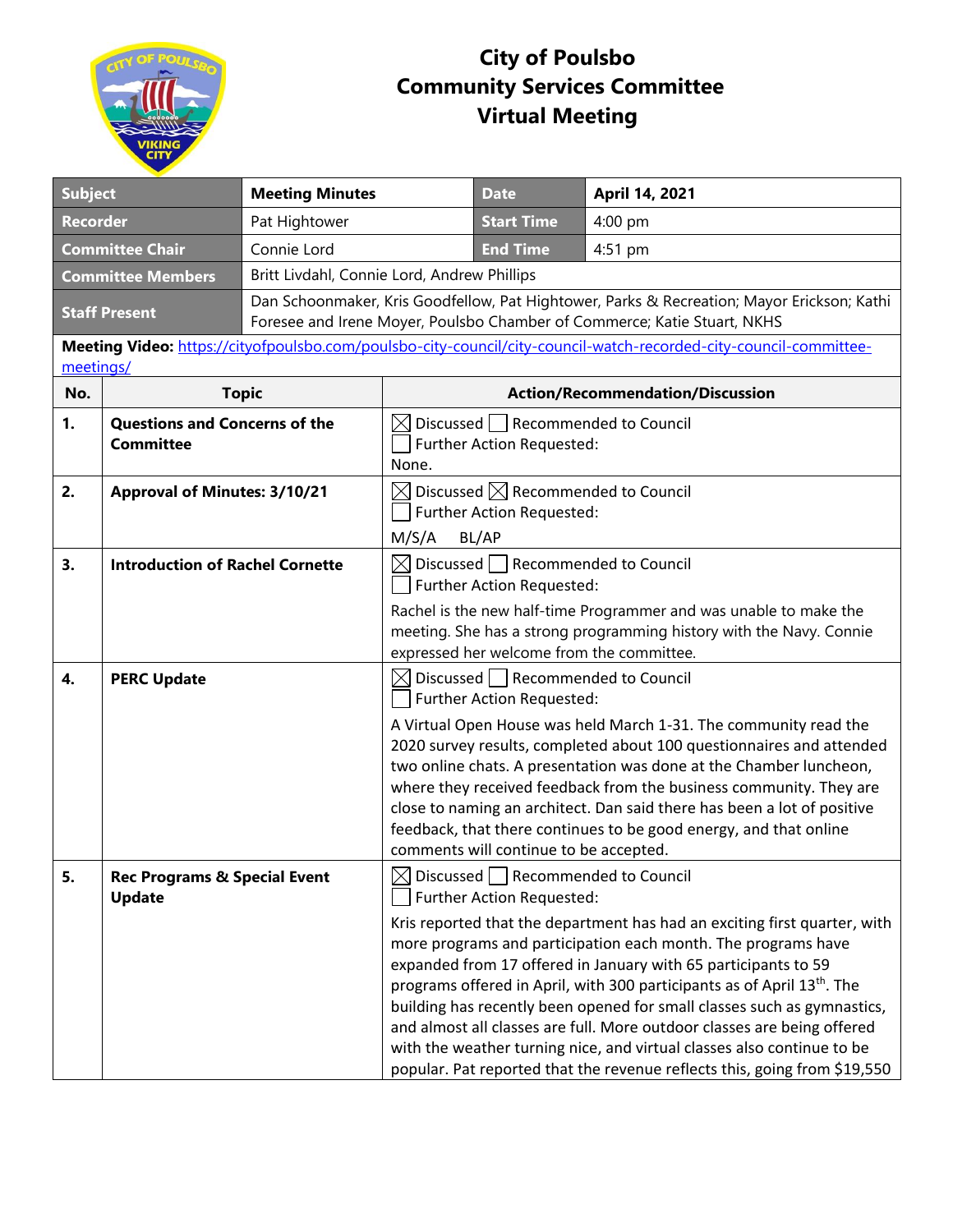# City of Poulsbo
# Community Services Committee
# Virtual Meeting

| Subject | Meeting Minutes | Date | April 14, 2021 |
|---|---|---|---|
| Recorder | Pat Hightower | Start Time | 4:00 pm |
| Committee Chair | Connie Lord | End Time | 4:51 pm |
| Committee Members | Britt Livdahl, Connie Lord, Andrew Phillips | | |
| Staff Present | Dan Schoonmaker, Kris Goodfellow, Pat Hightower, Parks & Recreation; Mayor Erickson; Kathi Foresee and Irene Moyer, Poulsbo Chamber of Commerce; Katie Stuart, NKHS | | |

**Meeting Video:** https://cityofpoulsbo.com/poulsbo-city-council/city-council-watch-recorded-city-council-committee-meetings/

| No. | Topic | Action/Recommendation/Discussion |
|---|---|---|
| 1. | **Questions and Concerns of the Committee** | ☒ Discussed ☐ Recommended to Council ☐ Further Action Requested: None. |
| 2. | **Approval of Minutes: 3/10/21** | ☒ Discussed ☒ Recommended to Council ☐ Further Action Requested: M/S/A BL/AP |
| 3. | **Introduction of Rachel Cornette** | ☒ Discussed ☐ Recommended to Council ☐ Further Action Requested: Rachel is the new half-time Programmer and was unable to make the meeting. She has a strong programming history with the Navy. Connie expressed her welcome from the committee. |
| 4. | **PERC Update** | ☒ Discussed ☐ Recommended to Council ☐ Further Action Requested: A Virtual Open House was held March 1-31. The community read the 2020 survey results, completed about 100 questionnaires and attended two online chats. A presentation was done at the Chamber luncheon, where they received feedback from the business community. They are close to naming an architect. Dan said there has been a lot of positive feedback, that there continues to be good energy, and that online comments will continue to be accepted. |
| 5. | **Rec Programs & Special Event Update** | ☒ Discussed ☐ Recommended to Council ☐ Further Action Requested: Kris reported that the department has had an exciting first quarter, with more programs and participation each month. The programs have expanded from 17 offered in January with 65 participants to 59 programs offered in April, with 300 participants as of April 13th. The building has recently been opened for small classes such as gymnastics, and almost all classes are full. More outdoor classes are being offered with the weather turning nice, and virtual classes also continue to be popular. Pat reported that the revenue reflects this, going from $19,550 |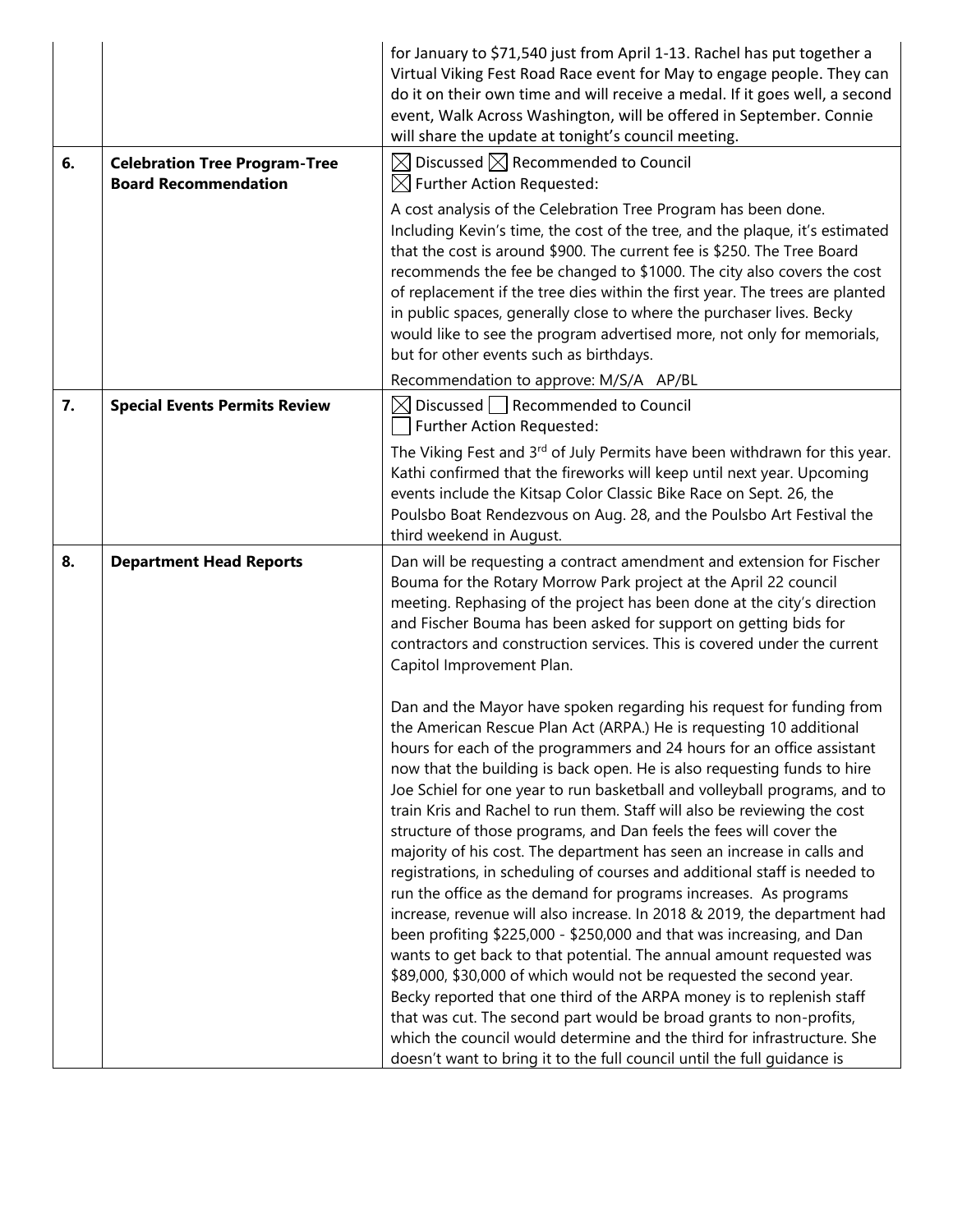| | | |
|---|---|---|
| | | for January to $71,540 just from April 1-13. Rachel has put together a Virtual Viking Fest Road Race event for May to engage people. They can do it on their own time and will receive a medal. If it goes well, a second event, Walk Across Washington, will be offered in September. Connie will share the update at tonight's council meeting. |
| **6.** | **Celebration Tree Program-Tree Board Recommendation** | ☒ Discussed ☒ Recommended to Council<br>☒ Further Action Requested:<br><br>A cost analysis of the Celebration Tree Program has been done. Including Kevin's time, the cost of the tree, and the plaque, it's estimated that the cost is around $900. The current fee is $250. The Tree Board recommends the fee be changed to $1000. The city also covers the cost of replacement if the tree dies within the first year. The trees are planted in public spaces, generally close to where the purchaser lives. Becky would like to see the program advertised more, not only for memorials, but for other events such as birthdays.<br><br>Recommendation to approve: M/S/A AP/BL |
| **7.** | **Special Events Permits Review** | ☒ Discussed ☐ Recommended to Council<br>☐ Further Action Requested:<br><br>The Viking Fest and 3rd of July Permits have been withdrawn for this year. Kathi confirmed that the fireworks will keep until next year. Upcoming events include the Kitsap Color Classic Bike Race on Sept. 26, the Poulsbo Boat Rendezvous on Aug. 28, and the Poulsbo Art Festival the third weekend in August. |
| **8.** | **Department Head Reports** | Dan will be requesting a contract amendment and extension for Fischer Bouma for the Rotary Morrow Park project at the April 22 council meeting. Rephasing of the project has been done at the city's direction and Fischer Bouma has been asked for support on getting bids for contractors and construction services. This is covered under the current Capitol Improvement Plan.<br><br>Dan and the Mayor have spoken regarding his request for funding from the American Rescue Plan Act (ARPA.) He is requesting 10 additional hours for each of the programmers and 24 hours for an office assistant now that the building is back open. He is also requesting funds to hire Joe Schiel for one year to run basketball and volleyball programs, and to train Kris and Rachel to run them. Staff will also be reviewing the cost structure of those programs, and Dan feels the fees will cover the majority of his cost. The department has seen an increase in calls and registrations, in scheduling of courses and additional staff is needed to run the office as the demand for programs increases. As programs increase, revenue will also increase. In 2018 & 2019, the department had been profiting $225,000 - $250,000 and that was increasing, and Dan wants to get back to that potential. The annual amount requested was $89,000, $30,000 of which would not be requested the second year. Becky reported that one third of the ARPA money is to replenish staff that was cut. The second part would be broad grants to non-profits, which the council would determine and the third for infrastructure. She doesn't want to bring it to the full council until the full guidance is |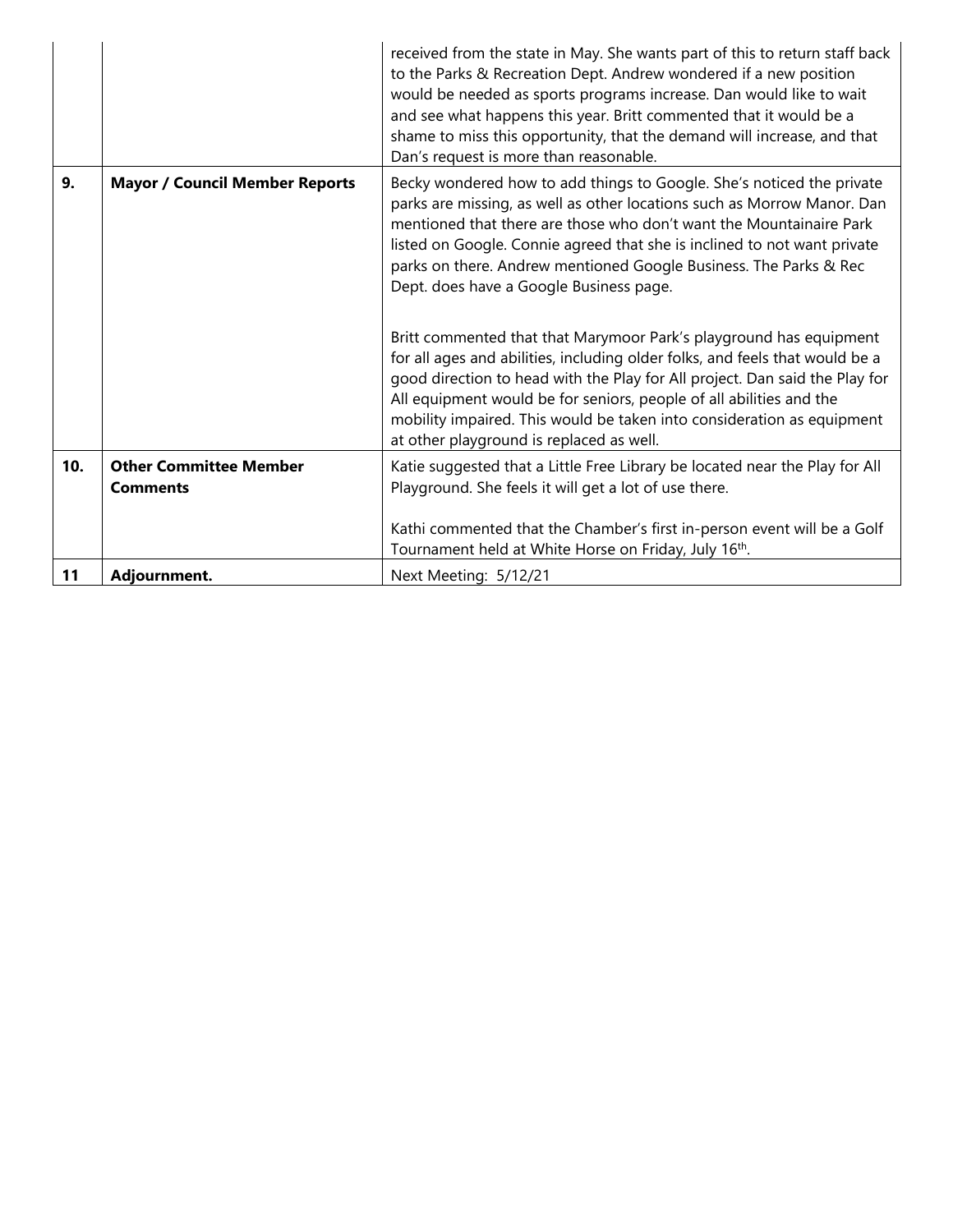| | | |
|---|---|---|
| | | received from the state in May. She wants part of this to return staff back to the Parks & Recreation Dept. Andrew wondered if a new position would be needed as sports programs increase. Dan would like to wait and see what happens this year. Britt commented that it would be a shame to miss this opportunity, that the demand will increase, and that Dan's request is more than reasonable. |
| **9.** | **Mayor / Council Member Reports** | Becky wondered how to add things to Google. She's noticed the private parks are missing, as well as other locations such as Morrow Manor. Dan mentioned that there are those who don't want the Mountainaire Park listed on Google. Connie agreed that she is inclined to not want private parks on there. Andrew mentioned Google Business. The Parks & Rec Dept. does have a Google Business page.<br><br>Britt commented that that Marymoor Park's playground has equipment for all ages and abilities, including older folks, and feels that would be a good direction to head with the Play for All project. Dan said the Play for All equipment would be for seniors, people of all abilities and the mobility impaired. This would be taken into consideration as equipment at other playground is replaced as well. |
| **10.** | **Other Committee Member Comments** | Katie suggested that a Little Free Library be located near the Play for All Playground. She feels it will get a lot of use there.<br><br>Kathi commented that the Chamber's first in-person event will be a Golf Tournament held at White Horse on Friday, July 16th. |
| **11** | **Adjournment.** | Next Meeting: 5/12/21 |